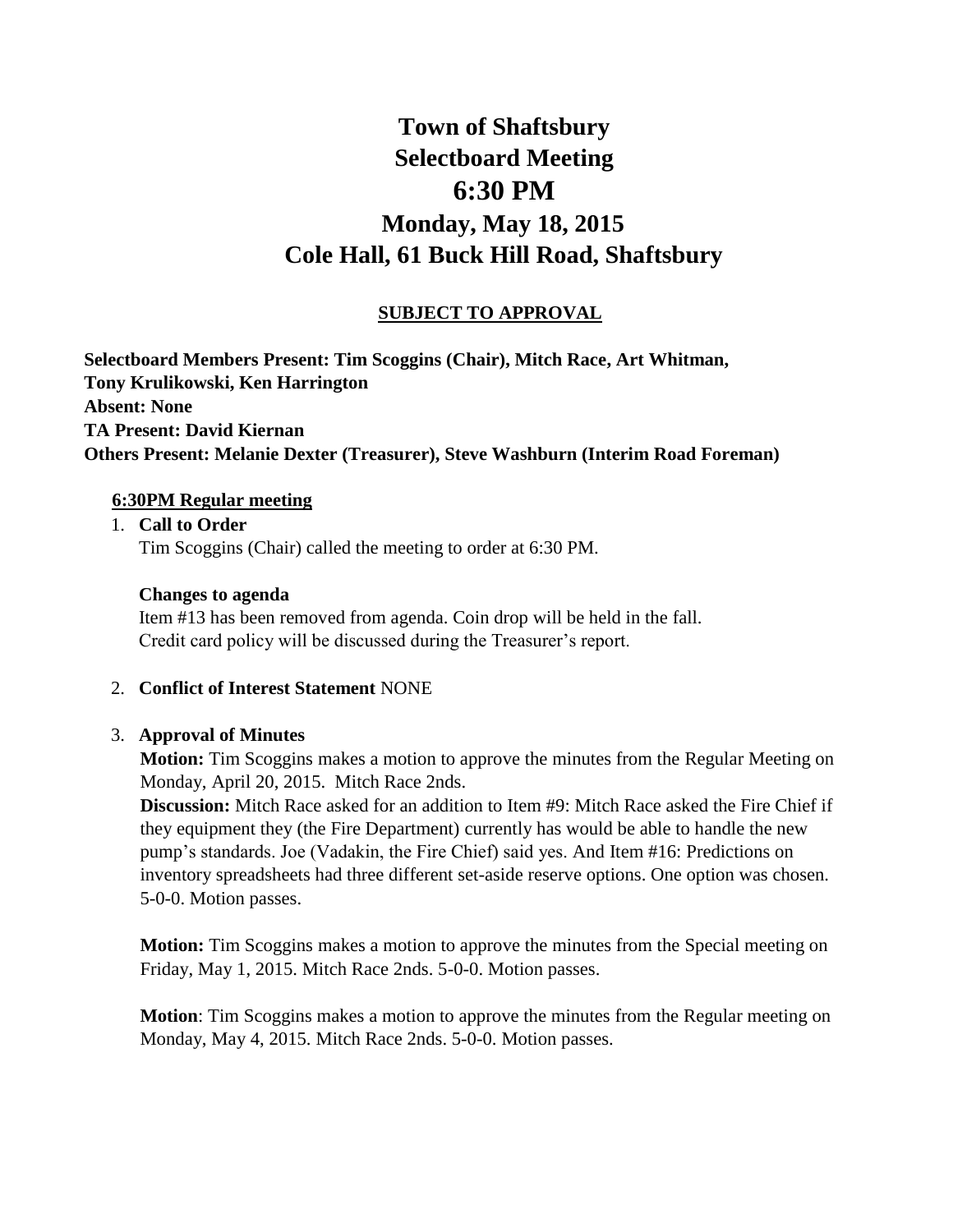# Town of Shaftsbury
# Selectboard Meeting
# 6:30 PM
## Monday, May 18, 2015
## Cole Hall, 61 Buck Hill Road, Shaftsbury

**SUBJECT TO APPROVAL**

**Selectboard Members Present: Tim Scoggins (Chair), Mitch Race, Art Whitman, Tony Krulikowski, Ken Harrington**
**Absent: None**
**TA Present: David Kiernan**
**Others Present: Melanie Dexter (Treasurer), Steve Washburn (Interim Road Foreman)**

**6:30PM Regular meeting**

1. **Call to Order**
   Tim Scoggins (Chair) called the meeting to order at 6:30 PM.

   **Changes to agenda**
   Item #13 has been removed from agenda. Coin drop will be held in the fall.
   Credit card policy will be discussed during the Treasurer's report.

2. **Conflict of Interest Statement** NONE

3. **Approval of Minutes**
   **Motion:** Tim Scoggins makes a motion to approve the minutes from the Regular Meeting on Monday, April 20, 2015. Mitch Race 2nds.
   **Discussion:** Mitch Race asked for an addition to Item #9: Mitch Race asked the Fire Chief if they equipment they (the Fire Department) currently has would be able to handle the new pump's standards. Joe (Vadakin, the Fire Chief) said yes. And Item #16: Predictions on inventory spreadsheets had three different set-aside reserve options. One option was chosen. 5-0-0. Motion passes.

   **Motion:** Tim Scoggins makes a motion to approve the minutes from the Special meeting on Friday, May 1, 2015. Mitch Race 2nds. 5-0-0. Motion passes.

   **Motion**: Tim Scoggins makes a motion to approve the minutes from the Regular meeting on Monday, May 4, 2015. Mitch Race 2nds. 5-0-0. Motion passes.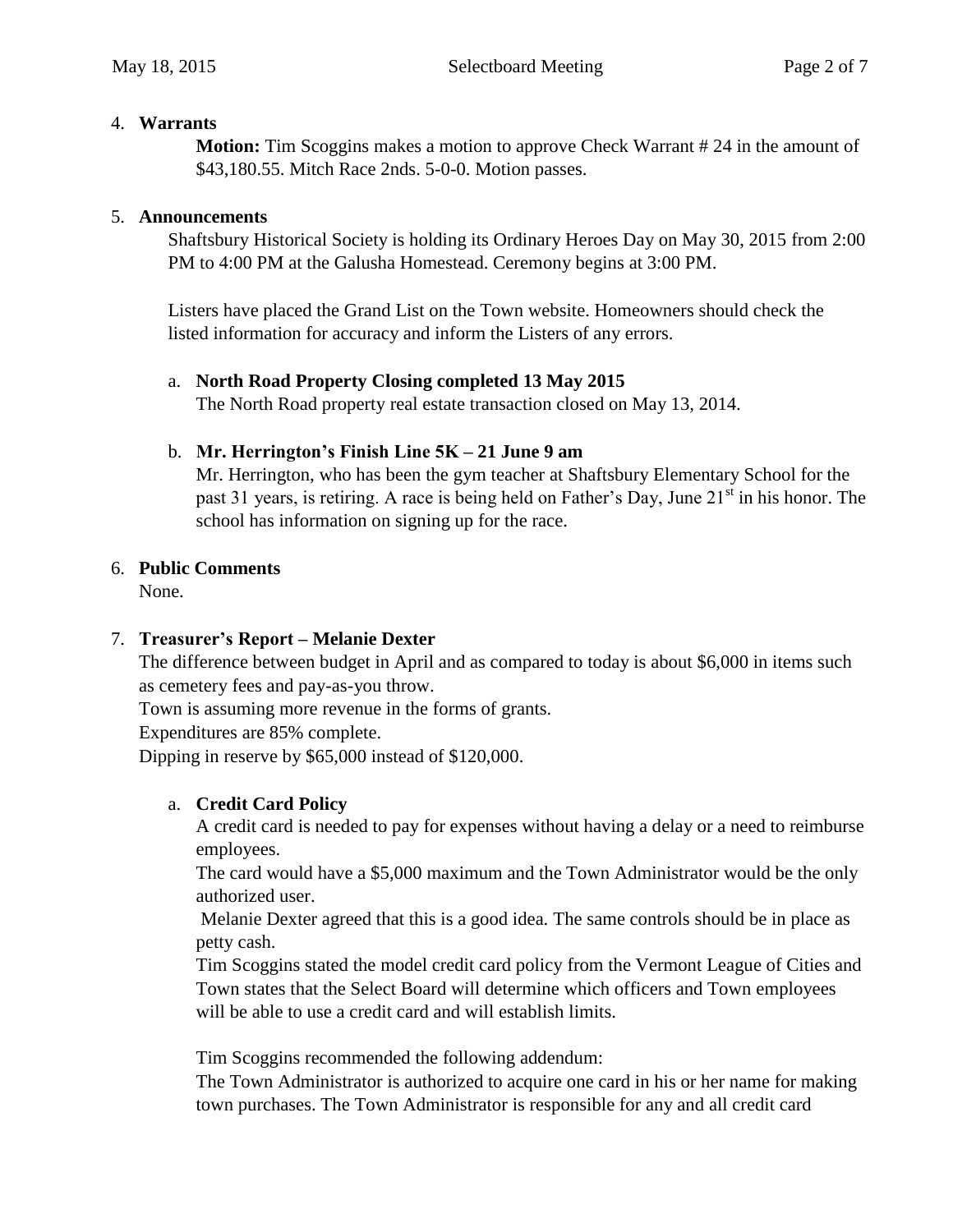4. **Warrants**

   **Motion:** Tim Scoggins makes a motion to approve Check Warrant # 24 in the amount of $43,180.55. Mitch Race 2nds. 5-0-0. Motion passes.

5. **Announcements**

   Shaftsbury Historical Society is holding its Ordinary Heroes Day on May 30, 2015 from 2:00 PM to 4:00 PM at the Galusha Homestead. Ceremony begins at 3:00 PM.

   Listers have placed the Grand List on the Town website. Homeowners should check the listed information for accuracy and inform the Listers of any errors.

   a. **North Road Property Closing completed 13 May 2015**

      The North Road property real estate transaction closed on May 13, 2014.

   b. **Mr. Herrington's Finish Line 5K – 21 June 9 am**

      Mr. Herrington, who has been the gym teacher at Shaftsbury Elementary School for the past 31 years, is retiring. A race is being held on Father's Day, June 21st in his honor. The school has information on signing up for the race.

6. **Public Comments**

   None.

7. **Treasurer's Report – Melanie Dexter**

   The difference between budget in April and as compared to today is about $6,000 in items such as cemetery fees and pay-as-you throw.
   Town is assuming more revenue in the forms of grants.
   Expenditures are 85% complete.
   Dipping in reserve by $65,000 instead of $120,000.

   a. **Credit Card Policy**

      A credit card is needed to pay for expenses without having a delay or a need to reimburse employees.
      The card would have a $5,000 maximum and the Town Administrator would be the only authorized user.
      Melanie Dexter agreed that this is a good idea. The same controls should be in place as petty cash.
      Tim Scoggins stated the model credit card policy from the Vermont League of Cities and Town states that the Select Board will determine which officers and Town employees will be able to use a credit card and will establish limits.

      Tim Scoggins recommended the following addendum:
      The Town Administrator is authorized to acquire one card in his or her name for making town purchases. The Town Administrator is responsible for any and all credit card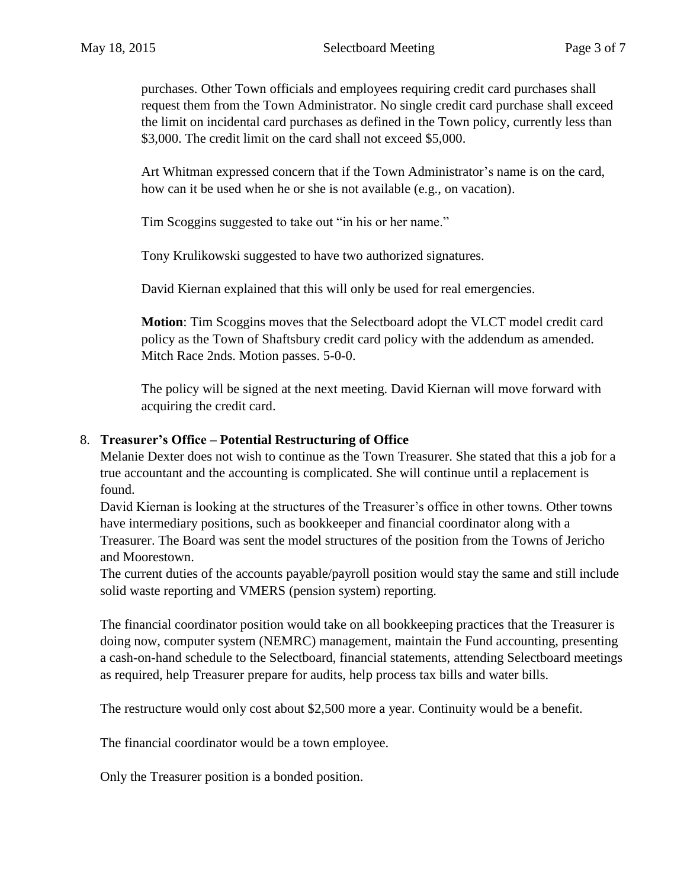purchases. Other Town officials and employees requiring credit card purchases shall request them from the Town Administrator. No single credit card purchase shall exceed the limit on incidental card purchases as defined in the Town policy, currently less than $3,000. The credit limit on the card shall not exceed $5,000.

Art Whitman expressed concern that if the Town Administrator's name is on the card, how can it be used when he or she is not available (e.g., on vacation).

Tim Scoggins suggested to take out "in his or her name."

Tony Krulikowski suggested to have two authorized signatures.

David Kiernan explained that this will only be used for real emergencies.

**Motion**: Tim Scoggins moves that the Selectboard adopt the VLCT model credit card policy as the Town of Shaftsbury credit card policy with the addendum as amended. Mitch Race 2nds. Motion passes. 5-0-0.

The policy will be signed at the next meeting. David Kiernan will move forward with acquiring the credit card.

8. **Treasurer's Office – Potential Restructuring of Office**

Melanie Dexter does not wish to continue as the Town Treasurer. She stated that this a job for a true accountant and the accounting is complicated. She will continue until a replacement is found.

David Kiernan is looking at the structures of the Treasurer's office in other towns. Other towns have intermediary positions, such as bookkeeper and financial coordinator along with a Treasurer. The Board was sent the model structures of the position from the Towns of Jericho and Moorestown.

The current duties of the accounts payable/payroll position would stay the same and still include solid waste reporting and VMERS (pension system) reporting.

The financial coordinator position would take on all bookkeeping practices that the Treasurer is doing now, computer system (NEMRC) management, maintain the Fund accounting, presenting a cash-on-hand schedule to the Selectboard, financial statements, attending Selectboard meetings as required, help Treasurer prepare for audits, help process tax bills and water bills.

The restructure would only cost about $2,500 more a year. Continuity would be a benefit.

The financial coordinator would be a town employee.

Only the Treasurer position is a bonded position.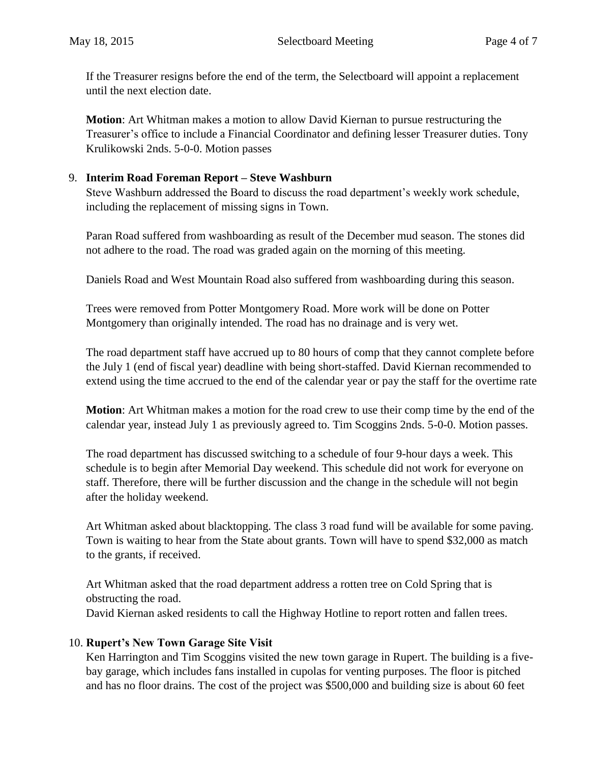If the Treasurer resigns before the end of the term, the Selectboard will appoint a replacement until the next election date.

**Motion**: Art Whitman makes a motion to allow David Kiernan to pursue restructuring the Treasurer's office to include a Financial Coordinator and defining lesser Treasurer duties. Tony Krulikowski 2nds. 5-0-0. Motion passes

9. **Interim Road Foreman Report – Steve Washburn**

Steve Washburn addressed the Board to discuss the road department's weekly work schedule, including the replacement of missing signs in Town.

Paran Road suffered from washboarding as result of the December mud season. The stones did not adhere to the road. The road was graded again on the morning of this meeting.

Daniels Road and West Mountain Road also suffered from washboarding during this season.

Trees were removed from Potter Montgomery Road. More work will be done on Potter Montgomery than originally intended. The road has no drainage and is very wet.

The road department staff have accrued up to 80 hours of comp that they cannot complete before the July 1 (end of fiscal year) deadline with being short-staffed. David Kiernan recommended to extend using the time accrued to the end of the calendar year or pay the staff for the overtime rate

**Motion**: Art Whitman makes a motion for the road crew to use their comp time by the end of the calendar year, instead July 1 as previously agreed to. Tim Scoggins 2nds. 5-0-0. Motion passes.

The road department has discussed switching to a schedule of four 9-hour days a week. This schedule is to begin after Memorial Day weekend. This schedule did not work for everyone on staff. Therefore, there will be further discussion and the change in the schedule will not begin after the holiday weekend.

Art Whitman asked about blacktopping. The class 3 road fund will be available for some paving. Town is waiting to hear from the State about grants. Town will have to spend $32,000 as match to the grants, if received.

Art Whitman asked that the road department address a rotten tree on Cold Spring that is obstructing the road.
David Kiernan asked residents to call the Highway Hotline to report rotten and fallen trees.

10. **Rupert's New Town Garage Site Visit**

Ken Harrington and Tim Scoggins visited the new town garage in Rupert. The building is a five-bay garage, which includes fans installed in cupolas for venting purposes. The floor is pitched and has no floor drains. The cost of the project was $500,000 and building size is about 60 feet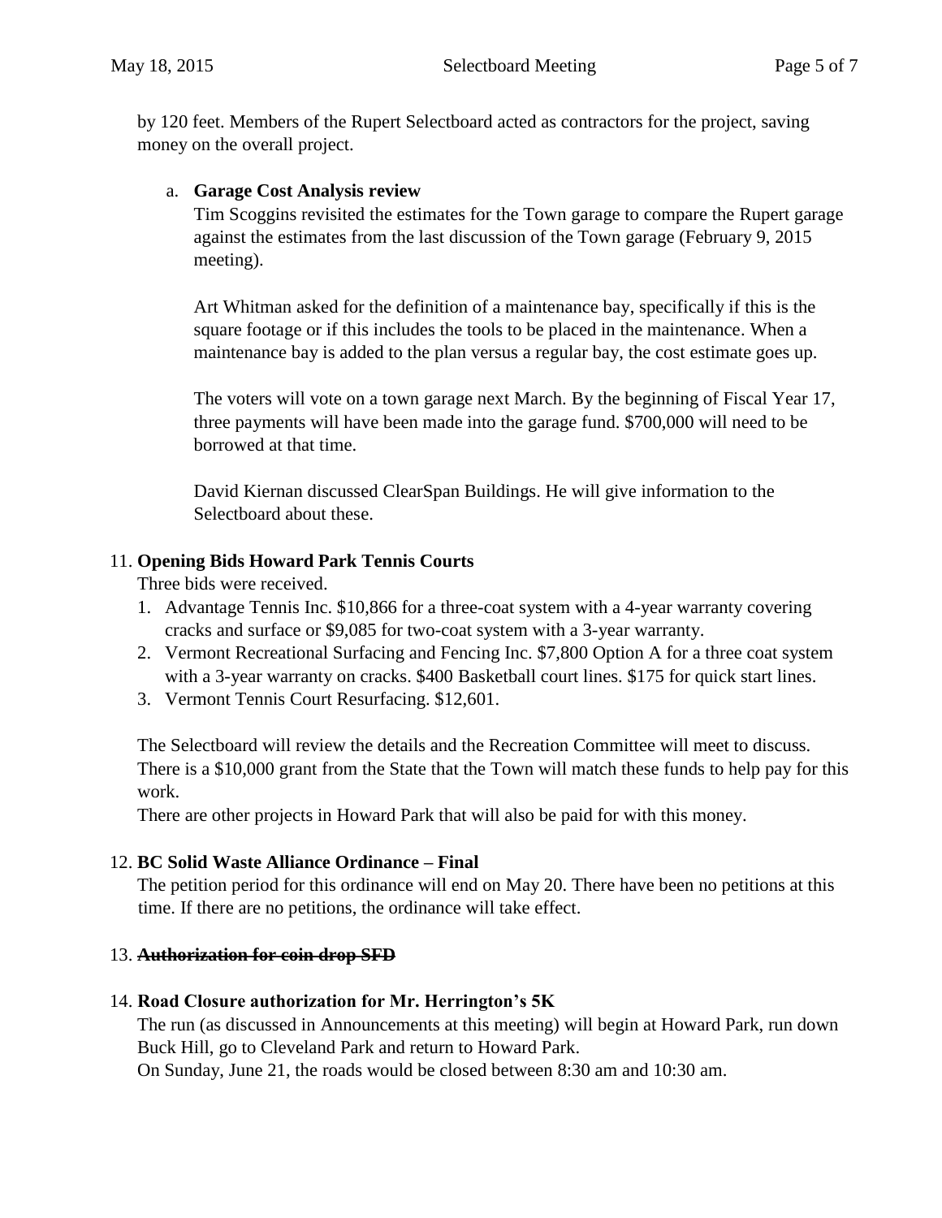by 120 feet. Members of the Rupert Selectboard acted as contractors for the project, saving money on the overall project.

a. **Garage Cost Analysis review**

   Tim Scoggins revisited the estimates for the Town garage to compare the Rupert garage against the estimates from the last discussion of the Town garage (February 9, 2015 meeting).

   Art Whitman asked for the definition of a maintenance bay, specifically if this is the square footage or if this includes the tools to be placed in the maintenance. When a maintenance bay is added to the plan versus a regular bay, the cost estimate goes up.

   The voters will vote on a town garage next March. By the beginning of Fiscal Year 17, three payments will have been made into the garage fund. $700,000 will need to be borrowed at that time.

   David Kiernan discussed ClearSpan Buildings. He will give information to the Selectboard about these.

11. **Opening Bids Howard Park Tennis Courts**

    Three bids were received.

    1. Advantage Tennis Inc. $10,866 for a three-coat system with a 4-year warranty covering cracks and surface or $9,085 for two-coat system with a 3-year warranty.
    2. Vermont Recreational Surfacing and Fencing Inc. $7,800 Option A for a three coat system with a 3-year warranty on cracks. $400 Basketball court lines. $175 for quick start lines.
    3. Vermont Tennis Court Resurfacing. $12,601.

    The Selectboard will review the details and the Recreation Committee will meet to discuss. There is a $10,000 grant from the State that the Town will match these funds to help pay for this work.

    There are other projects in Howard Park that will also be paid for with this money.

12. **BC Solid Waste Alliance Ordinance – Final**

    The petition period for this ordinance will end on May 20. There have been no petitions at this time. If there are no petitions, the ordinance will take effect.

13. ~~**Authorization for coin drop SFD**~~

14. **Road Closure authorization for Mr. Herrington's 5K**

    The run (as discussed in Announcements at this meeting) will begin at Howard Park, run down Buck Hill, go to Cleveland Park and return to Howard Park.

    On Sunday, June 21, the roads would be closed between 8:30 am and 10:30 am.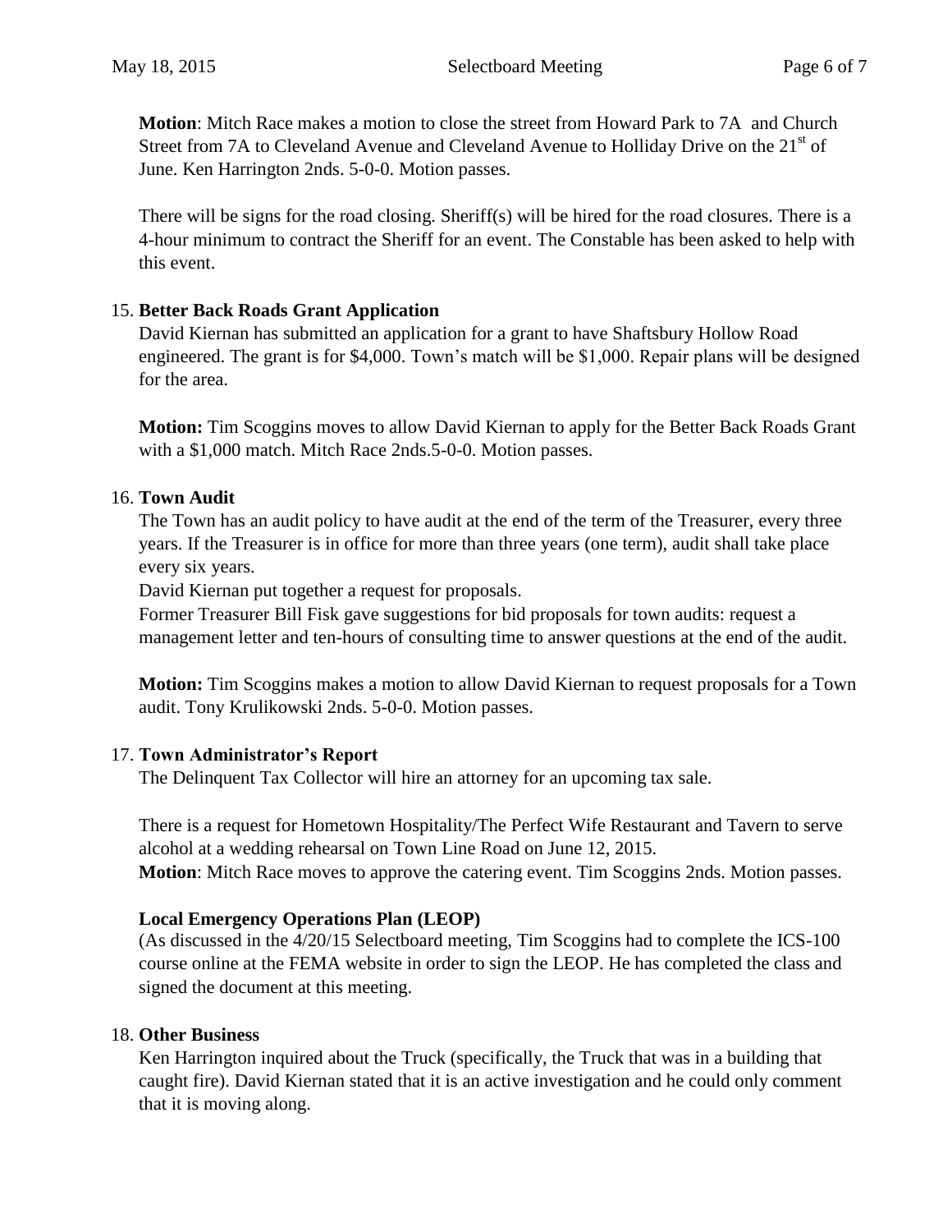**Motion**: Mitch Race makes a motion to close the street from Howard Park to 7A and Church Street from 7A to Cleveland Avenue and Cleveland Avenue to Holliday Drive on the 21st of June. Ken Harrington 2nds. 5-0-0. Motion passes.

There will be signs for the road closing. Sheriff(s) will be hired for the road closures. There is a 4-hour minimum to contract the Sheriff for an event. The Constable has been asked to help with this event.

15. **Better Back Roads Grant Application**

David Kiernan has submitted an application for a grant to have Shaftsbury Hollow Road engineered. The grant is for $4,000. Town's match will be $1,000. Repair plans will be designed for the area.

**Motion:** Tim Scoggins moves to allow David Kiernan to apply for the Better Back Roads Grant with a $1,000 match. Mitch Race 2nds.5-0-0. Motion passes.

16. **Town Audit**

The Town has an audit policy to have audit at the end of the term of the Treasurer, every three years. If the Treasurer is in office for more than three years (one term), audit shall take place every six years.

David Kiernan put together a request for proposals.

Former Treasurer Bill Fisk gave suggestions for bid proposals for town audits: request a management letter and ten-hours of consulting time to answer questions at the end of the audit.

**Motion:** Tim Scoggins makes a motion to allow David Kiernan to request proposals for a Town audit. Tony Krulikowski 2nds. 5-0-0. Motion passes.

17. **Town Administrator's Report**

The Delinquent Tax Collector will hire an attorney for an upcoming tax sale.

There is a request for Hometown Hospitality/The Perfect Wife Restaurant and Tavern to serve alcohol at a wedding rehearsal on Town Line Road on June 12, 2015.

**Motion**: Mitch Race moves to approve the catering event. Tim Scoggins 2nds. Motion passes.

**Local Emergency Operations Plan (LEOP)**

(As discussed in the 4/20/15 Selectboard meeting, Tim Scoggins had to complete the ICS-100 course online at the FEMA website in order to sign the LEOP. He has completed the class and signed the document at this meeting.

18. **Other Business**

Ken Harrington inquired about the Truck (specifically, the Truck that was in a building that caught fire). David Kiernan stated that it is an active investigation and he could only comment that it is moving along.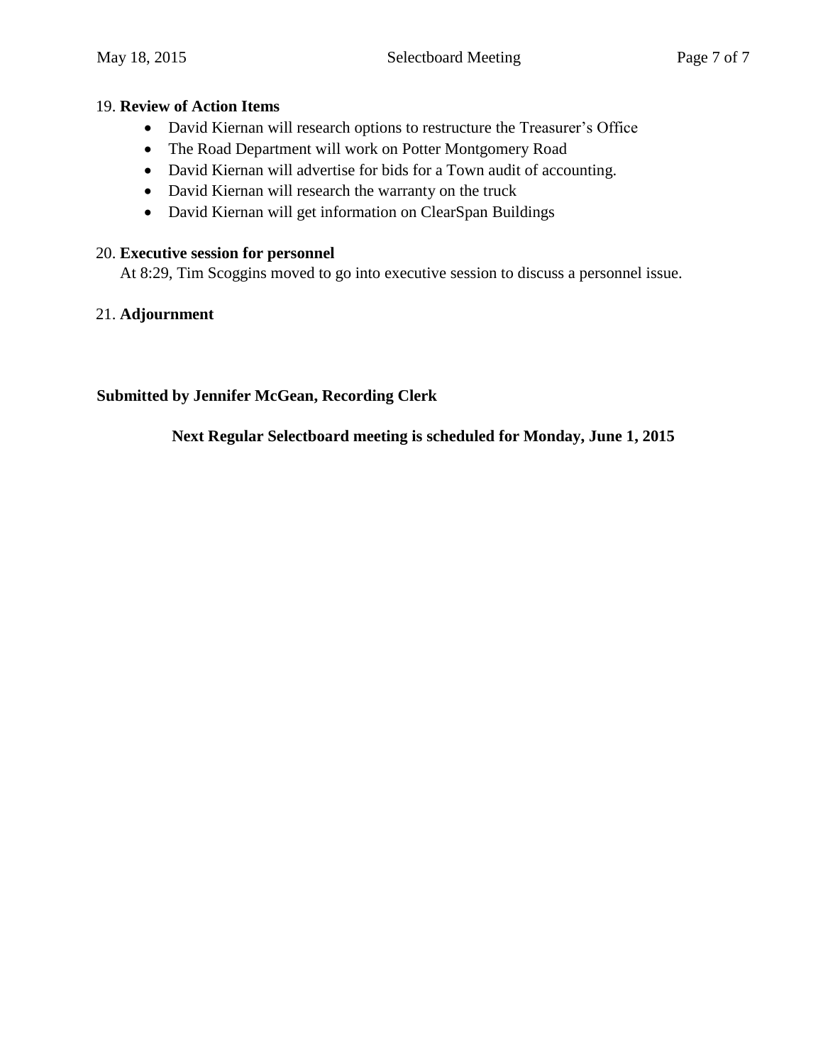19. **Review of Action Items**
    - David Kiernan will research options to restructure the Treasurer's Office
    - The Road Department will work on Potter Montgomery Road
    - David Kiernan will advertise for bids for a Town audit of accounting.
    - David Kiernan will research the warranty on the truck
    - David Kiernan will get information on ClearSpan Buildings

20. **Executive session for personnel**
    At 8:29, Tim Scoggins moved to go into executive session to discuss a personnel issue.

21. **Adjournment**

**Submitted by Jennifer McGean, Recording Clerk**

**Next Regular Selectboard meeting is scheduled for Monday, June 1, 2015**